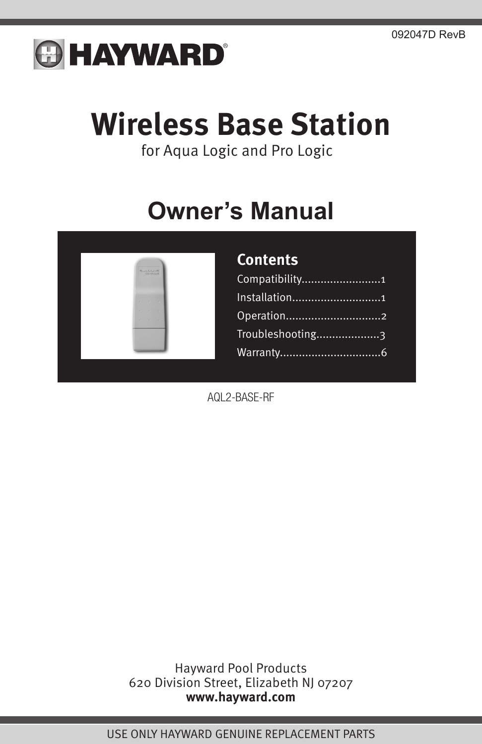092047D RevB

**HAYWARD®**

# Wireless Base Station

for Aqua Logic and Pro Logic

## Owner's Manual

### Contents

Compatibility.........................1
Installation............................1
Operation..............................2
Troubleshooting....................3
Warranty................................6

AQL2-BASE-RF

Hayward Pool Products
620 Division Street, Elizabeth NJ 07207
**www.hayward.com**

USE ONLY HAYWARD GENUINE REPLACEMENT PARTS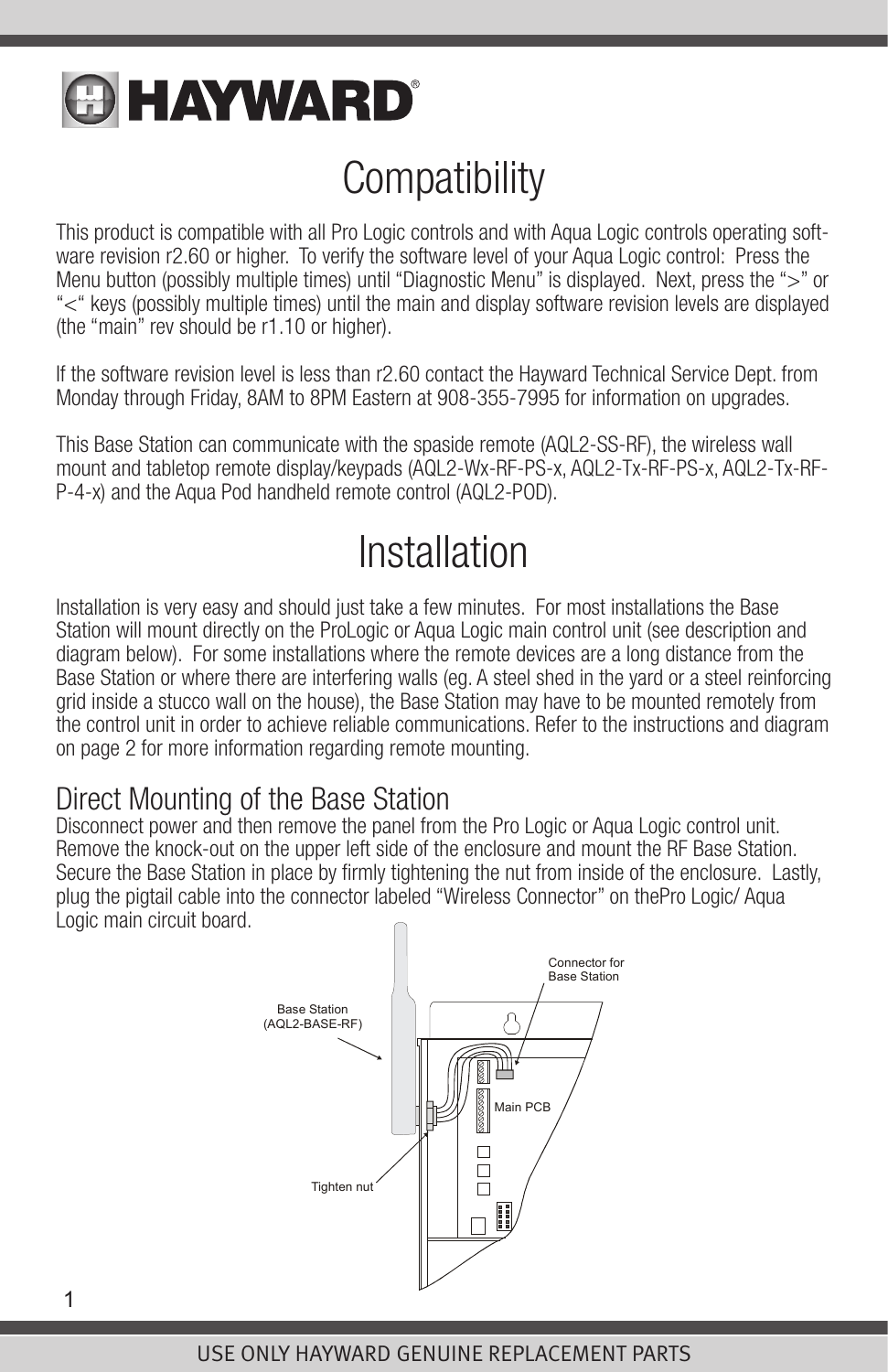# Compatibility

This product is compatible with all Pro Logic controls and with Aqua Logic controls operating software revision r2.60 or higher. To verify the software level of your Aqua Logic control: Press the Menu button (possibly multiple times) until "Diagnostic Menu" is displayed. Next, press the ">" or "<" keys (possibly multiple times) until the main and display software revision levels are displayed (the "main" rev should be r1.10 or higher).

If the software revision level is less than r2.60 contact the Hayward Technical Service Dept. from Monday through Friday, 8AM to 8PM Eastern at 908-355-7995 for information on upgrades.

This Base Station can communicate with the spaside remote (AQL2-SS-RF), the wireless wall mount and tabletop remote display/keypads (AQL2-Wx-RF-PS-x, AQL2-Tx-RF-PS-x, AQL2-Tx-RF-P-4-x) and the Aqua Pod handheld remote control (AQL2-POD).

# Installation

Installation is very easy and should just take a few minutes. For most installations the Base Station will mount directly on the ProLogic or Aqua Logic main control unit (see description and diagram below). For some installations where the remote devices are a long distance from the Base Station or where there are interfering walls (eg. A steel shed in the yard or a steel reinforcing grid inside a stucco wall on the house), the Base Station may have to be mounted remotely from the control unit in order to achieve reliable communications. Refer to the instructions and diagram on page 2 for more information regarding remote mounting.

## Direct Mounting of the Base Station

Disconnect power and then remove the panel from the Pro Logic or Aqua Logic control unit. Remove the knock-out on the upper left side of the enclosure and mount the RF Base Station. Secure the Base Station in place by firmly tightening the nut from inside of the enclosure. Lastly, plug the pigtail cable into the connector labeled "Wireless Connector" on thePro Logic/ Aqua Logic main circuit board.

Connector for Base Station

Base Station (AQL2-BASE-RF)

Main PCB

Tighten nut

USE ONLY HAYWARD GENUINE REPLACEMENT PARTS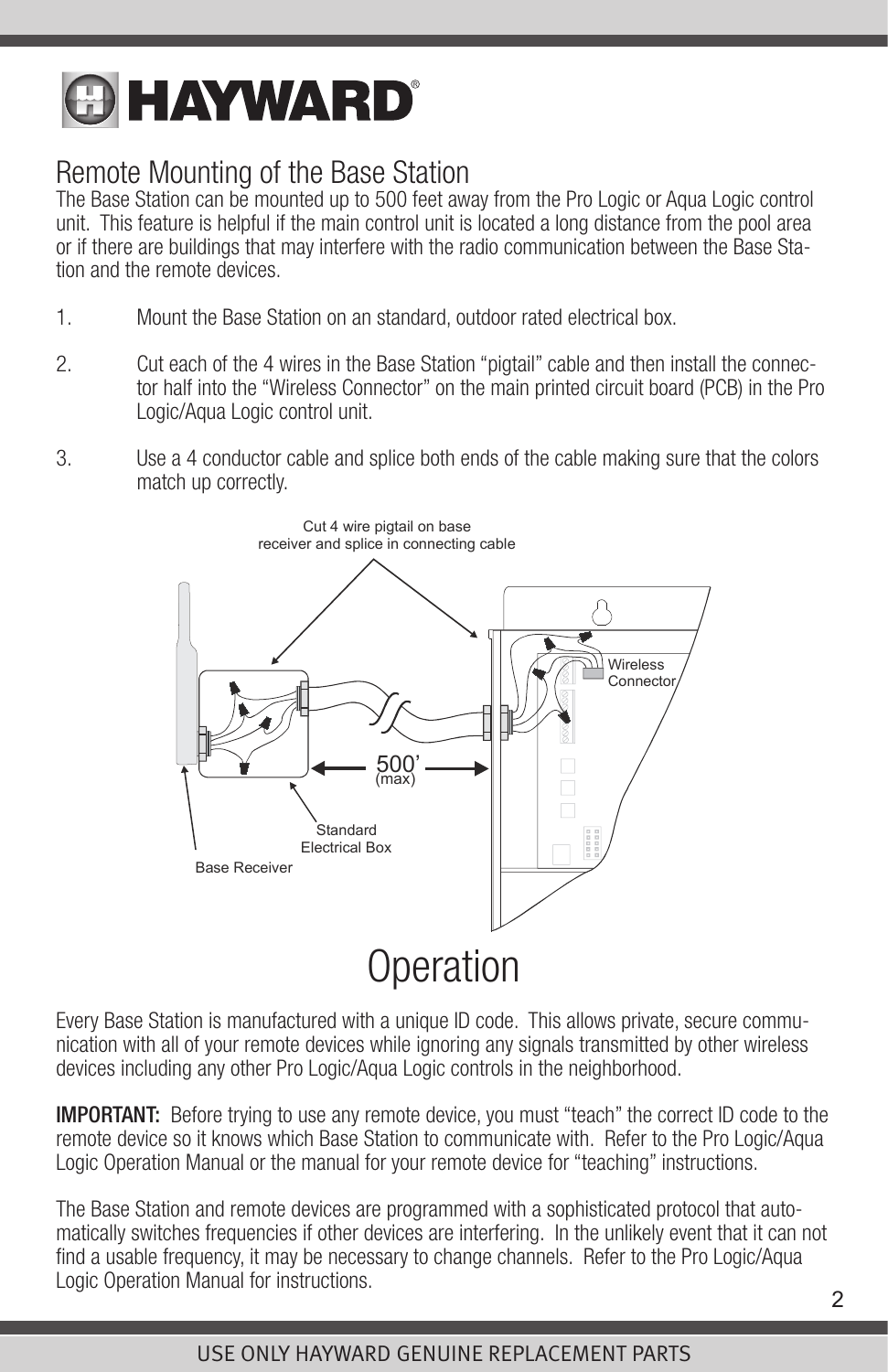## Remote Mounting of the Base Station

The Base Station can be mounted up to 500 feet away from the Pro Logic or Aqua Logic control unit. This feature is helpful if the main control unit is located a long distance from the pool area or if there are buildings that may interfere with the radio communication between the Base Station and the remote devices.

1. Mount the Base Station on an standard, outdoor rated electrical box.

2. Cut each of the 4 wires in the Base Station "pigtail" cable and then install the connector half into the "Wireless Connector" on the main printed circuit board (PCB) in the Pro Logic/Aqua Logic control unit.

3. Use a 4 conductor cable and splice both ends of the cable making sure that the colors match up correctly.

Cut 4 wire pigtail on base receiver and splice in connecting cable

Wireless Connector

500' (max)

Standard Electrical Box

Base Receiver

# Operation

Every Base Station is manufactured with a unique ID code. This allows private, secure communication with all of your remote devices while ignoring any signals transmitted by other wireless devices including any other Pro Logic/Aqua Logic controls in the neighborhood.

**IMPORTANT:** Before trying to use any remote device, you must "teach" the correct ID code to the remote device so it knows which Base Station to communicate with. Refer to the Pro Logic/Aqua Logic Operation Manual or the manual for your remote device for "teaching" instructions.

The Base Station and remote devices are programmed with a sophisticated protocol that automatically switches frequencies if other devices are interfering. In the unlikely event that it can not find a usable frequency, it may be necessary to change channels. Refer to the Pro Logic/Aqua Logic Operation Manual for instructions.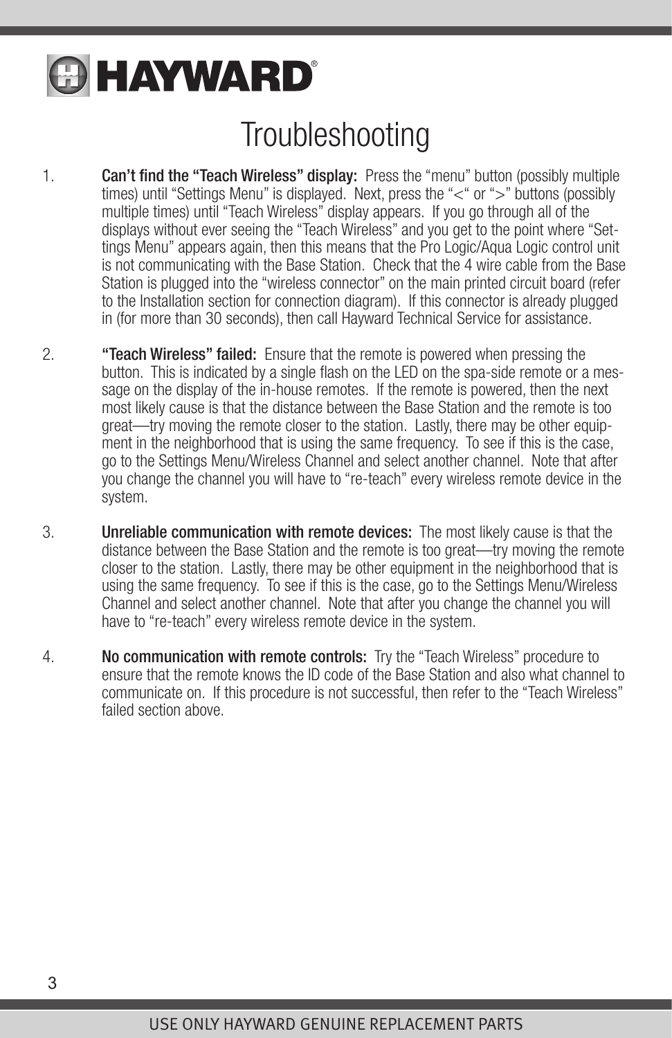# Troubleshooting

1. **Can't find the "Teach Wireless" display:** Press the "menu" button (possibly multiple times) until "Settings Menu" is displayed. Next, press the "<" or ">" buttons (possibly multiple times) until "Teach Wireless" display appears. If you go through all of the displays without ever seeing the "Teach Wireless" and you get to the point where "Settings Menu" appears again, then this means that the Pro Logic/Aqua Logic control unit is not communicating with the Base Station. Check that the 4 wire cable from the Base Station is plugged into the "wireless connector" on the main printed circuit board (refer to the Installation section for connection diagram). If this connector is already plugged in (for more than 30 seconds), then call Hayward Technical Service for assistance.

2. **"Teach Wireless" failed:** Ensure that the remote is powered when pressing the button. This is indicated by a single flash on the LED on the spa-side remote or a message on the display of the in-house remotes. If the remote is powered, then the next most likely cause is that the distance between the Base Station and the remote is too great—try moving the remote closer to the station. Lastly, there may be other equipment in the neighborhood that is using the same frequency. To see if this is the case, go to the Settings Menu/Wireless Channel and select another channel. Note that after you change the channel you will have to "re-teach" every wireless remote device in the system.

3. **Unreliable communication with remote devices:** The most likely cause is that the distance between the Base Station and the remote is too great—try moving the remote closer to the station. Lastly, there may be other equipment in the neighborhood that is using the same frequency. To see if this is the case, go to the Settings Menu/Wireless Channel and select another channel. Note that after you change the channel you will have to "re-teach" every wireless remote device in the system.

4. **No communication with remote controls:** Try the "Teach Wireless" procedure to ensure that the remote knows the ID code of the Base Station and also what channel to communicate on. If this procedure is not successful, then refer to the "Teach Wireless" failed section above.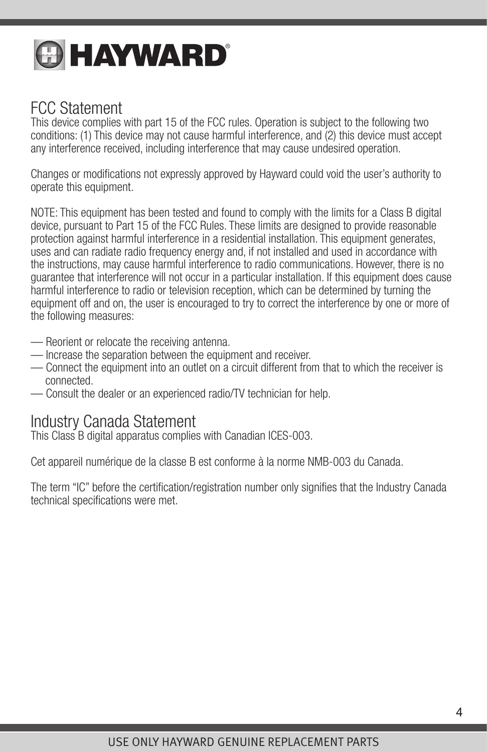## FCC Statement

This device complies with part 15 of the FCC rules. Operation is subject to the following two conditions: (1) This device may not cause harmful interference, and (2) this device must accept any interference received, including interference that may cause undesired operation.

Changes or modifications not expressly approved by Hayward could void the user's authority to operate this equipment.

NOTE: This equipment has been tested and found to comply with the limits for a Class B digital device, pursuant to Part 15 of the FCC Rules. These limits are designed to provide reasonable protection against harmful interference in a residential installation. This equipment generates, uses and can radiate radio frequency energy and, if not installed and used in accordance with the instructions, may cause harmful interference to radio communications. However, there is no guarantee that interference will not occur in a particular installation. If this equipment does cause harmful interference to radio or television reception, which can be determined by turning the equipment off and on, the user is encouraged to try to correct the interference by one or more of the following measures:

— Reorient or relocate the receiving antenna.
— Increase the separation between the equipment and receiver.
— Connect the equipment into an outlet on a circuit different from that to which the receiver is connected.
— Consult the dealer or an experienced radio/TV technician for help.

## Industry Canada Statement

This Class B digital apparatus complies with Canadian ICES-003.

Cet appareil numérique de la classe B est conforme à la norme NMB-003 du Canada.

The term "IC" before the certification/registration number only signifies that the Industry Canada technical specifications were met.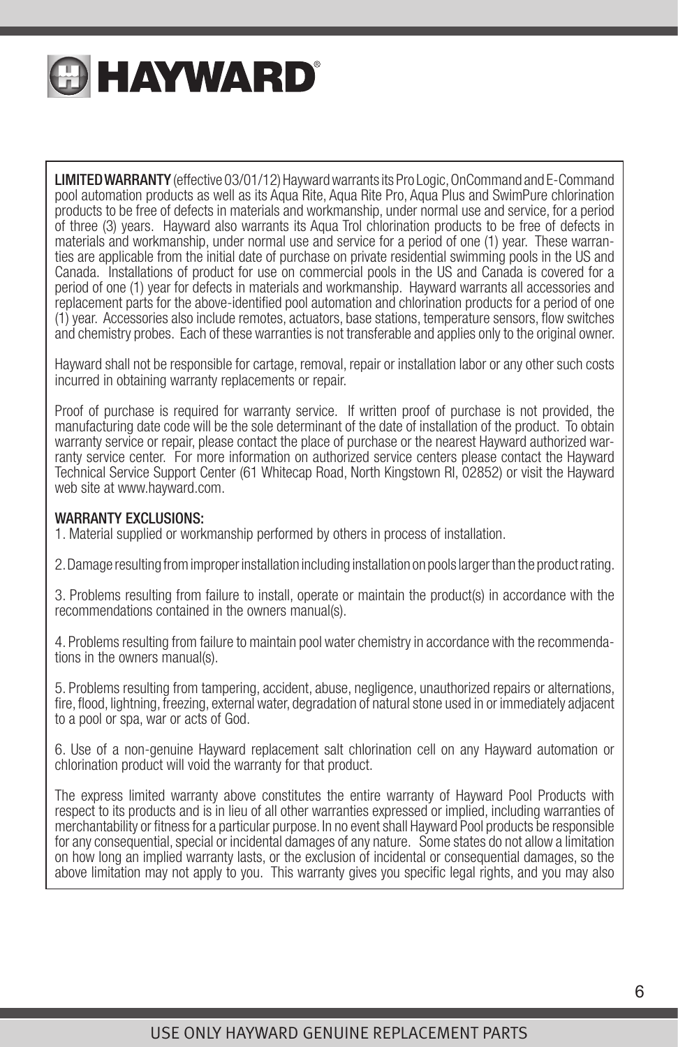**LIMITED WARRANTY** (effective 03/01/12) Hayward warrants its Pro Logic, OnCommand and E-Command pool automation products as well as its Aqua Rite, Aqua Rite Pro, Aqua Plus and SwimPure chlorination products to be free of defects in materials and workmanship, under normal use and service, for a period of three (3) years. Hayward also warrants its Aqua Trol chlorination products to be free of defects in materials and workmanship, under normal use and service for a period of one (1) year. These warranties are applicable from the initial date of purchase on private residential swimming pools in the US and Canada. Installations of product for use on commercial pools in the US and Canada is covered for a period of one (1) year for defects in materials and workmanship. Hayward warrants all accessories and replacement parts for the above-identified pool automation and chlorination products for a period of one (1) year. Accessories also include remotes, actuators, base stations, temperature sensors, flow switches and chemistry probes. Each of these warranties is not transferable and applies only to the original owner.

Hayward shall not be responsible for cartage, removal, repair or installation labor or any other such costs incurred in obtaining warranty replacements or repair.

Proof of purchase is required for warranty service. If written proof of purchase is not provided, the manufacturing date code will be the sole determinant of the date of installation of the product. To obtain warranty service or repair, please contact the place of purchase or the nearest Hayward authorized warranty service center. For more information on authorized service centers please contact the Hayward Technical Service Support Center (61 Whitecap Road, North Kingstown RI, 02852) or visit the Hayward web site at www.hayward.com.

**WARRANTY EXCLUSIONS:**

1. Material supplied or workmanship performed by others in process of installation.

2. Damage resulting from improper installation including installation on pools larger than the product rating.

3. Problems resulting from failure to install, operate or maintain the product(s) in accordance with the recommendations contained in the owners manual(s).

4. Problems resulting from failure to maintain pool water chemistry in accordance with the recommendations in the owners manual(s).

5. Problems resulting from tampering, accident, abuse, negligence, unauthorized repairs or alternations, fire, flood, lightning, freezing, external water, degradation of natural stone used in or immediately adjacent to a pool or spa, war or acts of God.

6. Use of a non-genuine Hayward replacement salt chlorination cell on any Hayward automation or chlorination product will void the warranty for that product.

The express limited warranty above constitutes the entire warranty of Hayward Pool Products with respect to its products and is in lieu of all other warranties expressed or implied, including warranties of merchantability or fitness for a particular purpose. In no event shall Hayward Pool products be responsible for any consequential, special or incidental damages of any nature. Some states do not allow a limitation on how long an implied warranty lasts, or the exclusion of incidental or consequential damages, so the above limitation may not apply to you. This warranty gives you specific legal rights, and you may also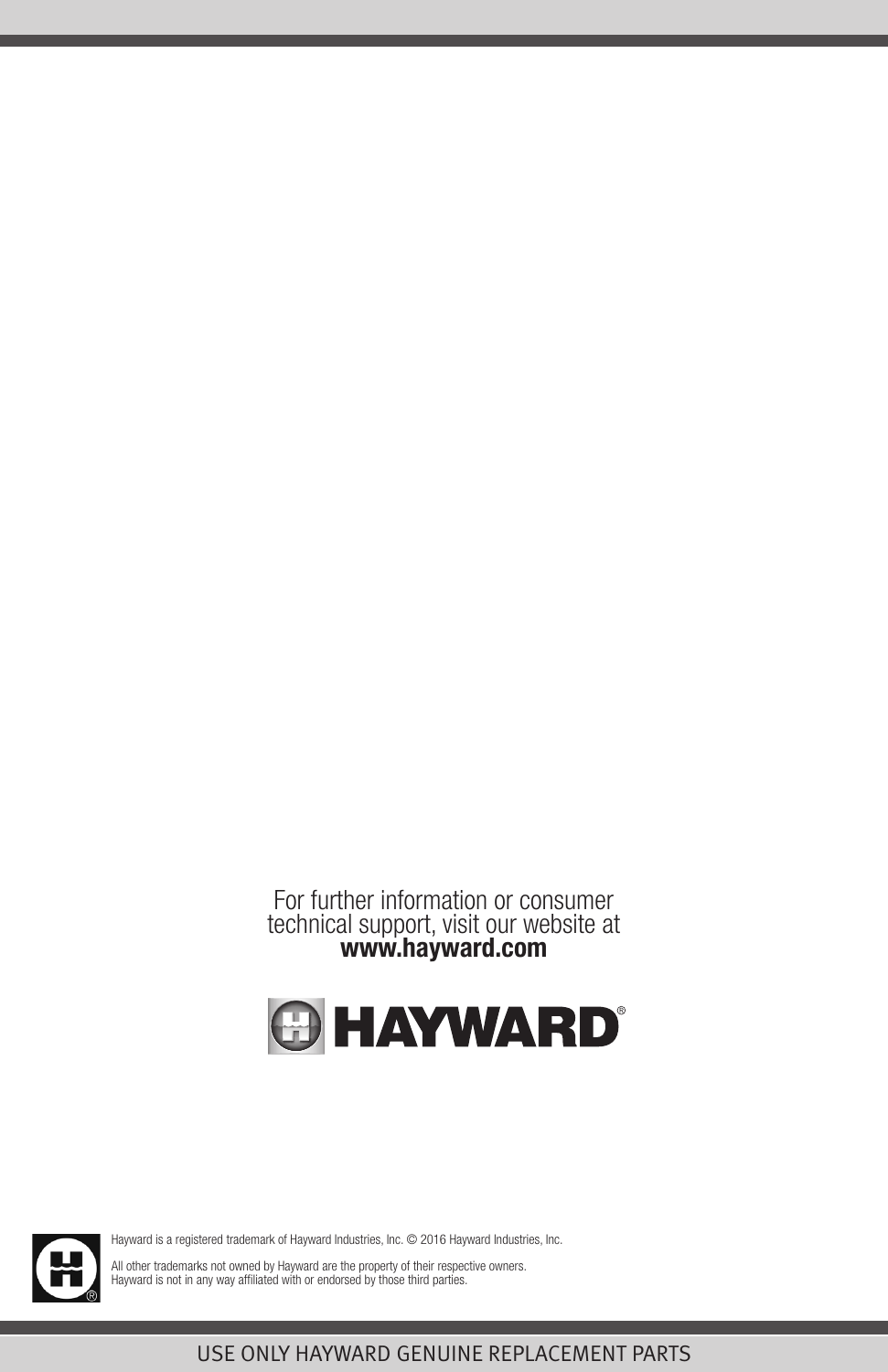For further information or consumer technical support, visit our website at **www.hayward.com**

HAYWARD®

Hayward is a registered trademark of Hayward Industries, Inc. © 2016 Hayward Industries, Inc.

All other trademarks not owned by Hayward are the property of their respective owners.
Hayward is not in any way affiliated with or endorsed by those third parties.

USE ONLY HAYWARD GENUINE REPLACEMENT PARTS